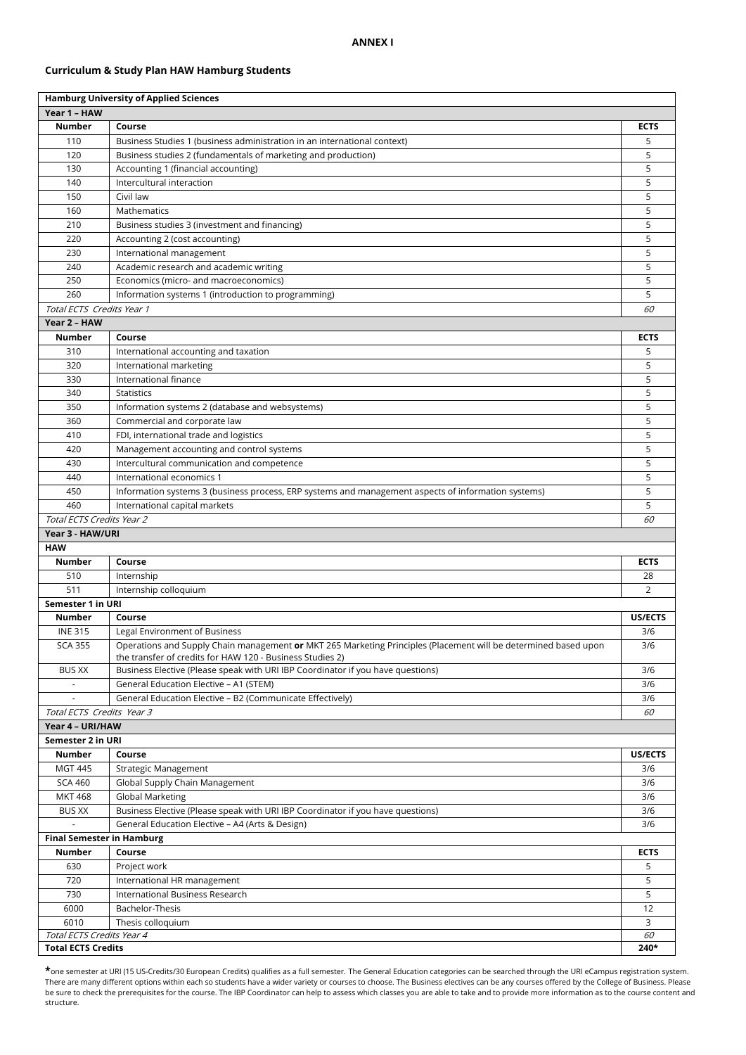**ANNEX I**

### Curriculum & Study Plan HAW Hamburg Students

| **Hamburg University of Applied Sciences** | | |
|---|---|---|
| **Year 1 – HAW** | | |
| **Number** | **Course** | **ECTS** |
| 110 | Business Studies 1 (business administration in an international context) | 5 |
| 120 | Business studies 2 (fundamentals of marketing and production) | 5 |
| 130 | Accounting 1 (financial accounting) | 5 |
| 140 | Intercultural interaction | 5 |
| 150 | Civil law | 5 |
| 160 | Mathematics | 5 |
| 210 | Business studies 3 (investment and financing) | 5 |
| 220 | Accounting 2 (cost accounting) | 5 |
| 230 | International management | 5 |
| 240 | Academic research and academic writing | 5 |
| 250 | Economics (micro- and macroeconomics) | 5 |
| 260 | Information systems 1 (introduction to programming) | 5 |
| *Total ECTS Credits Year 1* | | *60* |
| **Year 2 – HAW** | | |
| **Number** | **Course** | **ECTS** |
| 310 | International accounting and taxation | 5 |
| 320 | International marketing | 5 |
| 330 | International finance | 5 |
| 340 | Statistics | 5 |
| 350 | Information systems 2 (database and websystems) | 5 |
| 360 | Commercial and corporate law | 5 |
| 410 | FDI, international trade and logistics | 5 |
| 420 | Management accounting and control systems | 5 |
| 430 | Intercultural communication and competence | 5 |
| 440 | International economics 1 | 5 |
| 450 | Information systems 3 (business process, ERP systems and management aspects of information systems) | 5 |
| 460 | International capital markets | 5 |
| *Total ECTS Credits Year 2* | | *60* |
| **Year 3 - HAW/URI** | | |
| **HAW** | | |
| **Number** | **Course** | **ECTS** |
| 510 | Internship | 28 |
| 511 | Internship colloquium | 2 |
| **Semester 1 in URI** | | |
| **Number** | **Course** | **US/ECTS** |
| INE 315 | Legal Environment of Business | 3/6 |
| SCA 355 | Operations and Supply Chain management **or** MKT 265 Marketing Principles (Placement will be determined based upon the transfer of credits for HAW 120 - Business Studies 2) | 3/6 |
| BUS XX | Business Elective (Please speak with URI IBP Coordinator if you have questions) | 3/6 |
| - | General Education Elective – A1 (STEM) | 3/6 |
| - | General Education Elective – B2 (Communicate Effectively) | 3/6 |
| *Total ECTS Credits Year 3* | | *60* |
| **Year 4 – URI/HAW** | | |
| **Semester 2 in URI** | | |
| **Number** | **Course** | **US/ECTS** |
| MGT 445 | Strategic Management | 3/6 |
| SCA 460 | Global Supply Chain Management | 3/6 |
| MKT 468 | Global Marketing | 3/6 |
| BUS XX | Business Elective (Please speak with URI IBP Coordinator if you have questions) | 3/6 |
| - | General Education Elective – A4 (Arts & Design) | 3/6 |
| **Final Semester in Hamburg** | | |
| **Number** | **Course** | **ECTS** |
| 630 | Project work | 5 |
| 720 | International HR management | 5 |
| 730 | International Business Research | 5 |
| 6000 | Bachelor-Thesis | 12 |
| 6010 | Thesis colloquium | 3 |
| *Total ECTS Credits Year 4* | | *60* |
| **Total ECTS Credits** | | **240*** |

***** one semester at URI (15 US-Credits/30 European Credits) qualifies as a full semester. The General Education categories can be searched through the URI eCampus registration system. There are many different options within each so students have a wider variety or courses to choose. The Business electives can be any courses offered by the College of Business. Please be sure to check the prerequisites for the course. The IBP Coordinator can help to assess which classes you are able to take and to provide more information as to the course content and structure.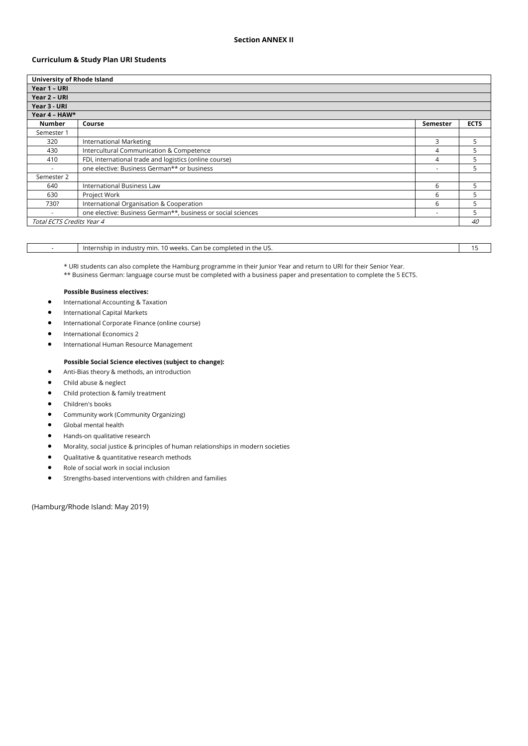**Section ANNEX II**

**Curriculum & Study Plan URI Students**

| **University of Rhode Island** | | | |
|---|---|---|---|
| **Year 1 – URI** | | | |
| **Year 2 – URI** | | | |
| **Year 3 - URI** | | | |
| **Year 4 – HAW*** | | | |
| **Number** | **Course** | **Semester** | **ECTS** |
| Semester 1 | | | |
| 320 | International Marketing | 3 | 5 |
| 430 | Intercultural Communication & Competence | 4 | 5 |
| 410 | FDI, international trade and logistics (online course) | 4 | 5 |
| - | one elective: Business German** or business | - | 5 |
| Semester 2 | | | |
| 640 | International Business Law | 6 | 5 |
| 630 | Project Work | 6 | 5 |
| 730? | International Organisation & Cooperation | 6 | 5 |
| - | one elective: Business German**, business or social sciences | - | 5 |
| *Total ECTS Credits Year 4* | | | *40* |

| | | |
|---|---|---|
| - | Internship in industry min. 10 weeks. Can be completed in the US. | 15 |

\* URI students can also complete the Hamburg programme in their Junior Year and return to URI for their Senior Year.

** Business German: language course must be completed with a business paper and presentation to complete the 5 ECTS.

**Possible Business electives:**

- International Accounting & Taxation
- International Capital Markets
- International Corporate Finance (online course)
- International Economics 2
- International Human Resource Management

**Possible Social Science electives (subject to change):**

- Anti-Bias theory & methods, an introduction
- Child abuse & neglect
- Child protection & family treatment
- Children's books
- Community work (Community Organizing)
- Global mental health
- Hands-on qualitative research
- Morality, social justice & principles of human relationships in modern societies
- Qualitative & quantitative research methods
- Role of social work in social inclusion
- Strengths-based interventions with children and families

(Hamburg/Rhode Island: May 2019)